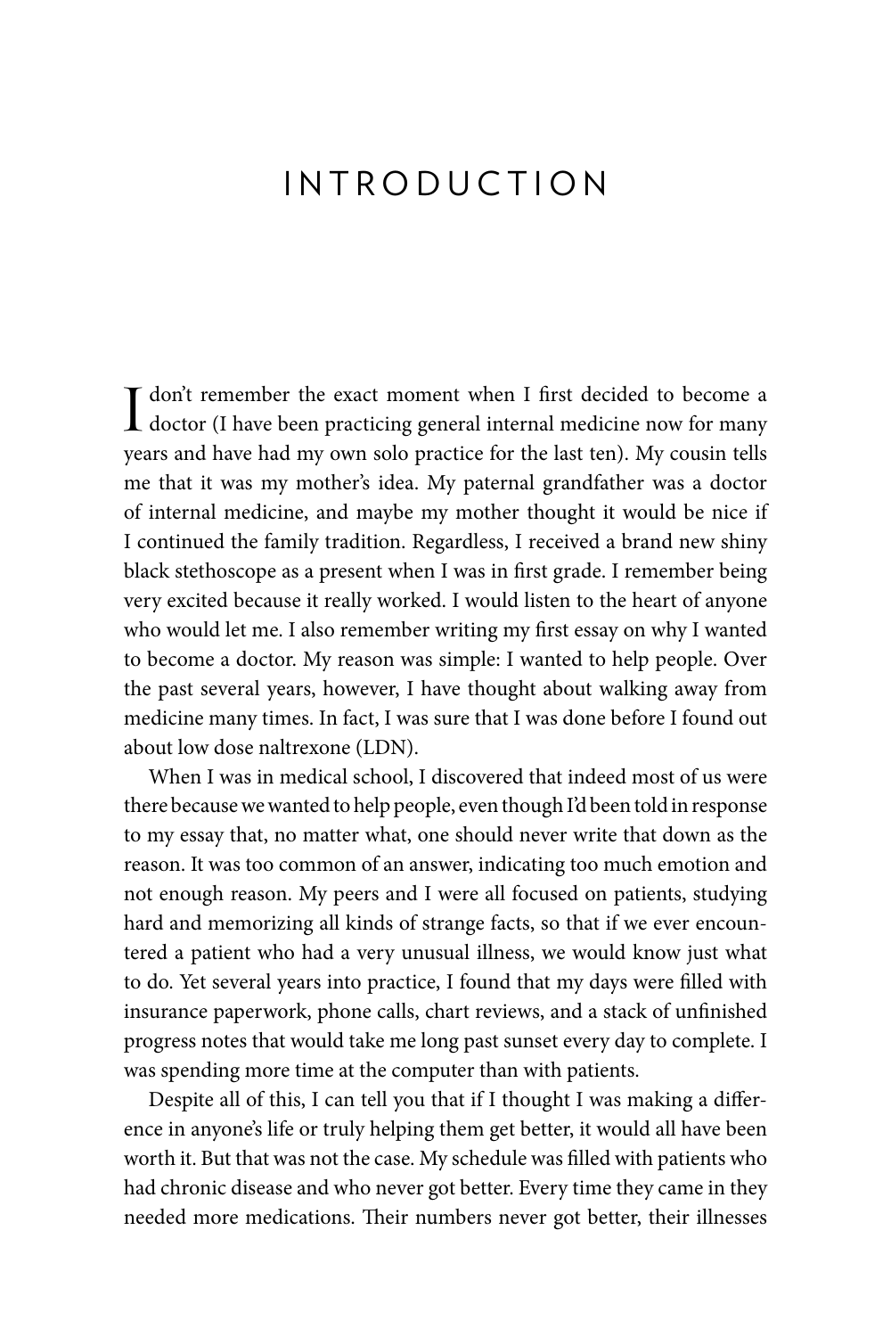# INTRODUCTION

I don't remember the exact moment when I first decided to become a doctor (I have been practicing general internal medicine now for many years and have had my own solo practice for the last ten). My cousin tells me that it was my mother's idea. My paternal grandfather was a doctor of internal medicine, and maybe my mother thought it would be nice if I continued the family tradition. Regardless, I received a brand new shiny black stethoscope as a present when I was in first grade. I remember being very excited because it really worked. I would listen to the heart of anyone who would let me. I also remember writing my first essay on why I wanted to become a doctor. My reason was simple: I wanted to help people. Over the past several years, however, I have thought about walking away from medicine many times. In fact, I was sure that I was done before I found out about low dose naltrexone (LDN).

When I was in medical school, I discovered that indeed most of us were there because we wanted to help people, even though I'd been told in response to my essay that, no matter what, one should never write that down as the reason. It was too common of an answer, indicating too much emotion and not enough reason. My peers and I were all focused on patients, studying hard and memorizing all kinds of strange facts, so that if we ever encountered a patient who had a very unusual illness, we would know just what to do. Yet several years into practice, I found that my days were filled with insurance paperwork, phone calls, chart reviews, and a stack of unfinished progress notes that would take me long past sunset every day to complete. I was spending more time at the computer than with patients.

Despite all of this, I can tell you that if I thought I was making a difference in anyone's life or truly helping them get better, it would all have been worth it. But that was not the case. My schedule was filled with patients who had chronic disease and who never got better. Every time they came in they needed more medications. Their numbers never got better, their illnesses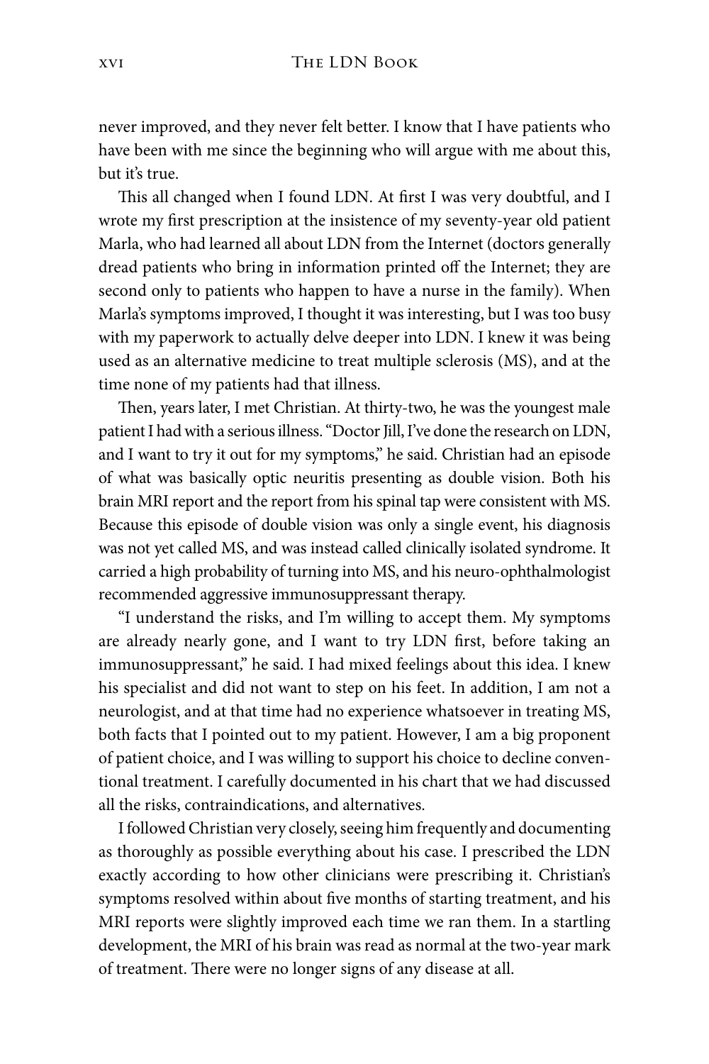never improved, and they never felt better. I know that I have patients who have been with me since the beginning who will argue with me about this, but it's true.

This all changed when I found LDN. At first I was very doubtful, and I wrote my first prescription at the insistence of my seventy-year old patient Marla, who had learned all about LDN from the Internet (doctors generally dread patients who bring in information printed off the Internet; they are second only to patients who happen to have a nurse in the family). When Marla's symptoms improved, I thought it was interesting, but I was too busy with my paperwork to actually delve deeper into LDN. I knew it was being used as an alternative medicine to treat multiple sclerosis (MS), and at the time none of my patients had that illness.

Then, years later, I met Christian. At thirty-two, he was the youngest male patient I had with a serious illness. "Doctor Jill, I've done the research on LDN, and I want to try it out for my symptoms," he said. Christian had an episode of what was basically optic neuritis presenting as double vision. Both his brain MRI report and the report from his spinal tap were consistent with MS. Because this episode of double vision was only a single event, his diagnosis was not yet called MS, and was instead called clinically isolated syndrome. It carried a high probability of turning into MS, and his neuro-ophthalmologist recommended aggressive immunosuppressant therapy.

"I understand the risks, and I'm willing to accept them. My symptoms are already nearly gone, and I want to try LDN first, before taking an immunosuppressant," he said. I had mixed feelings about this idea. I knew his specialist and did not want to step on his feet. In addition, I am not a neurologist, and at that time had no experience whatsoever in treating MS, both facts that I pointed out to my patient. However, I am a big proponent of patient choice, and I was willing to support his choice to decline conventional treatment. I carefully documented in his chart that we had discussed all the risks, contraindications, and alternatives.

I followed Christian very closely, seeing him frequently and documenting as thoroughly as possible everything about his case. I prescribed the LDN exactly according to how other clinicians were prescribing it. Christian's symptoms resolved within about five months of starting treatment, and his MRI reports were slightly improved each time we ran them. In a startling development, the MRI of his brain was read as normal at the two-year mark of treatment. There were no longer signs of any disease at all.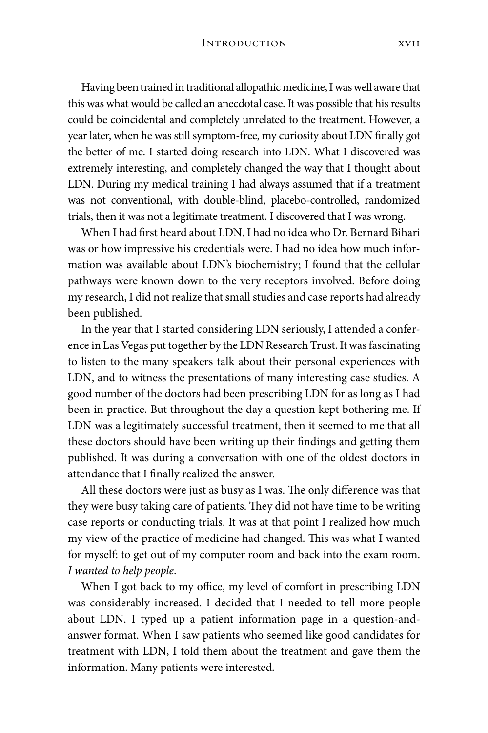Having been trained in traditional allopathic medicine, I was well aware that this was what would be called an anecdotal case. It was possible that his results could be coincidental and completely unrelated to the treatment. However, a year later, when he was still symptom-free, my curiosity about LDN finally got the better of me. I started doing research into LDN. What I discovered was extremely interesting, and completely changed the way that I thought about LDN. During my medical training I had always assumed that if a treatment was not conventional, with double-blind, placebo-controlled, randomized trials, then it was not a legitimate treatment. I discovered that I was wrong.

When I had first heard about LDN, I had no idea who Dr. Bernard Bihari was or how impressive his credentials were. I had no idea how much information was available about LDN's biochemistry; I found that the cellular pathways were known down to the very receptors involved. Before doing my research, I did not realize that small studies and case reports had already been published.

In the year that I started considering LDN seriously, I attended a conference in Las Vegas put together by the LDN Research Trust. It was fascinating to listen to the many speakers talk about their personal experiences with LDN, and to witness the presentations of many interesting case studies. A good number of the doctors had been prescribing LDN for as long as I had been in practice. But throughout the day a question kept bothering me. If LDN was a legitimately successful treatment, then it seemed to me that all these doctors should have been writing up their findings and getting them published. It was during a conversation with one of the oldest doctors in attendance that I finally realized the answer.

All these doctors were just as busy as I was. The only difference was that they were busy taking care of patients. They did not have time to be writing case reports or conducting trials. It was at that point I realized how much my view of the practice of medicine had changed. This was what I wanted for myself: to get out of my computer room and back into the exam room. *I wanted to help people.*

When I got back to my office, my level of comfort in prescribing LDN was considerably increased. I decided that I needed to tell more people about LDN. I typed up a patient information page in a question-and-answer format. When I saw patients who seemed like good candidates for treatment with LDN, I told them about the treatment and gave them the information. Many patients were interested.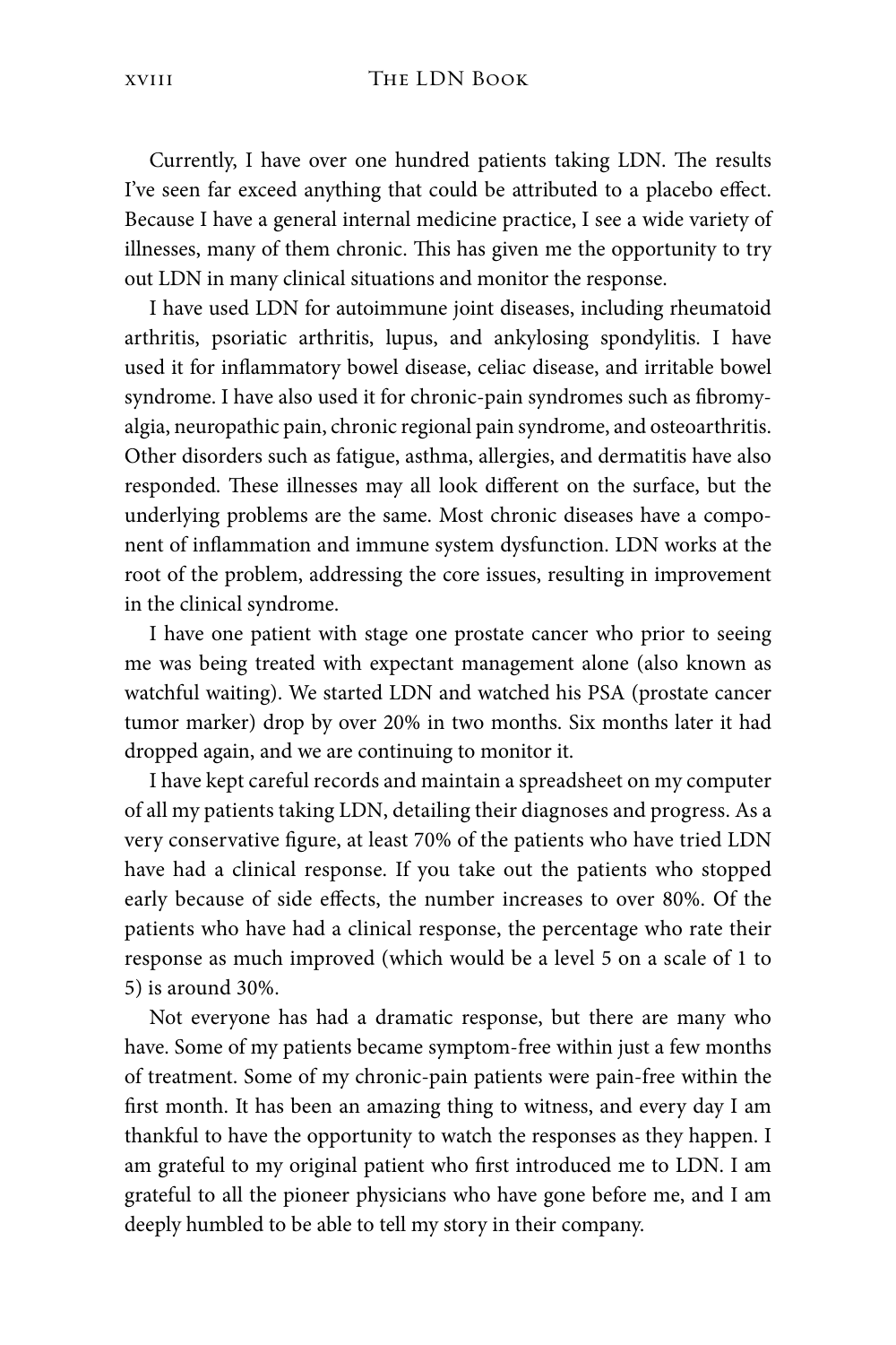Currently, I have over one hundred patients taking LDN. The results I've seen far exceed anything that could be attributed to a placebo effect. Because I have a general internal medicine practice, I see a wide variety of illnesses, many of them chronic. This has given me the opportunity to try out LDN in many clinical situations and monitor the response.

I have used LDN for autoimmune joint diseases, including rheumatoid arthritis, psoriatic arthritis, lupus, and ankylosing spondylitis. I have used it for inflammatory bowel disease, celiac disease, and irritable bowel syndrome. I have also used it for chronic-pain syndromes such as fibromyalgia, neuropathic pain, chronic regional pain syndrome, and osteoarthritis. Other disorders such as fatigue, asthma, allergies, and dermatitis have also responded. These illnesses may all look different on the surface, but the underlying problems are the same. Most chronic diseases have a component of inflammation and immune system dysfunction. LDN works at the root of the problem, addressing the core issues, resulting in improvement in the clinical syndrome.

I have one patient with stage one prostate cancer who prior to seeing me was being treated with expectant management alone (also known as watchful waiting). We started LDN and watched his PSA (prostate cancer tumor marker) drop by over 20% in two months. Six months later it had dropped again, and we are continuing to monitor it.

I have kept careful records and maintain a spreadsheet on my computer of all my patients taking LDN, detailing their diagnoses and progress. As a very conservative figure, at least 70% of the patients who have tried LDN have had a clinical response. If you take out the patients who stopped early because of side effects, the number increases to over 80%. Of the patients who have had a clinical response, the percentage who rate their response as much improved (which would be a level 5 on a scale of 1 to 5) is around 30%.

Not everyone has had a dramatic response, but there are many who have. Some of my patients became symptom-free within just a few months of treatment. Some of my chronic-pain patients were pain-free within the first month. It has been an amazing thing to witness, and every day I am thankful to have the opportunity to watch the responses as they happen. I am grateful to my original patient who first introduced me to LDN. I am grateful to all the pioneer physicians who have gone before me, and I am deeply humbled to be able to tell my story in their company.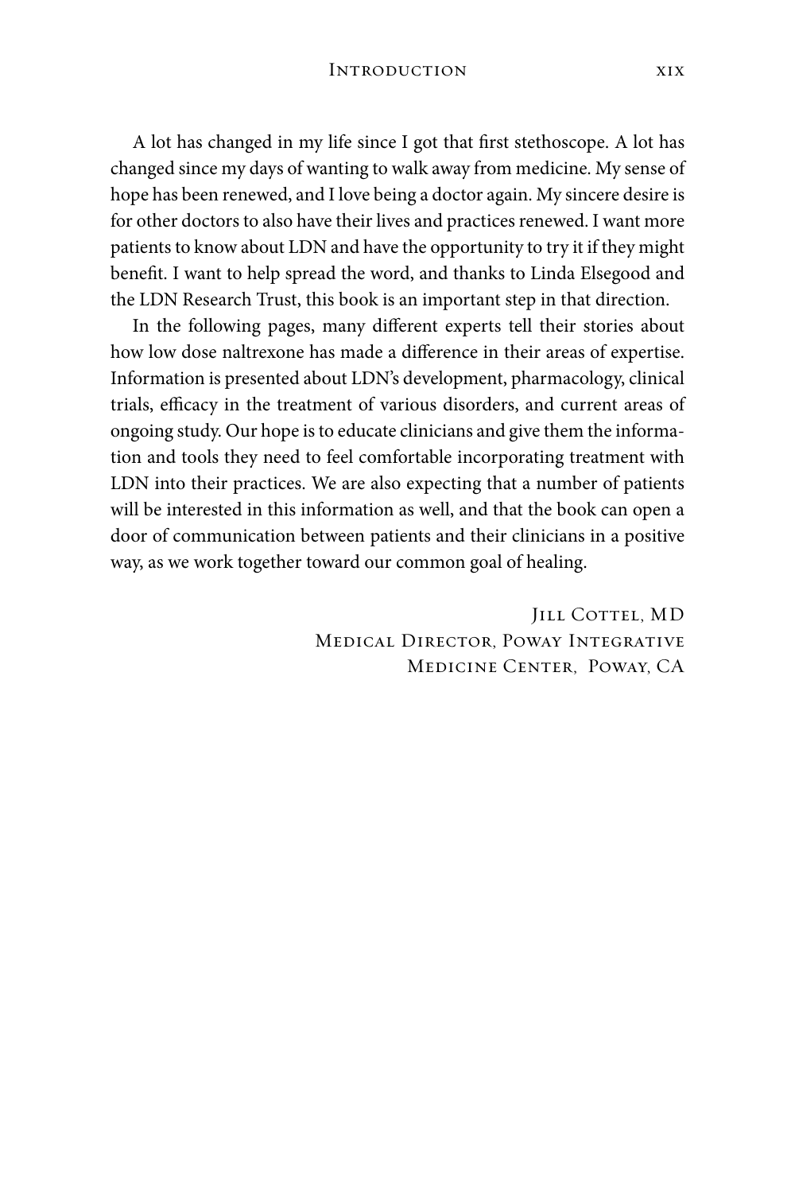A lot has changed in my life since I got that first stethoscope. A lot has changed since my days of wanting to walk away from medicine. My sense of hope has been renewed, and I love being a doctor again. My sincere desire is for other doctors to also have their lives and practices renewed. I want more patients to know about LDN and have the opportunity to try it if they might benefit. I want to help spread the word, and thanks to Linda Elsegood and the LDN Research Trust, this book is an important step in that direction.

In the following pages, many different experts tell their stories about how low dose naltrexone has made a difference in their areas of expertise. Information is presented about LDN's development, pharmacology, clinical trials, efficacy in the treatment of various disorders, and current areas of ongoing study. Our hope is to educate clinicians and give them the information and tools they need to feel comfortable incorporating treatment with LDN into their practices. We are also expecting that a number of patients will be interested in this information as well, and that the book can open a door of communication between patients and their clinicians in a positive way, as we work together toward our common goal of healing.

Jill Cottel, MD
Medical Director, Poway Integrative Medicine Center, Poway, CA